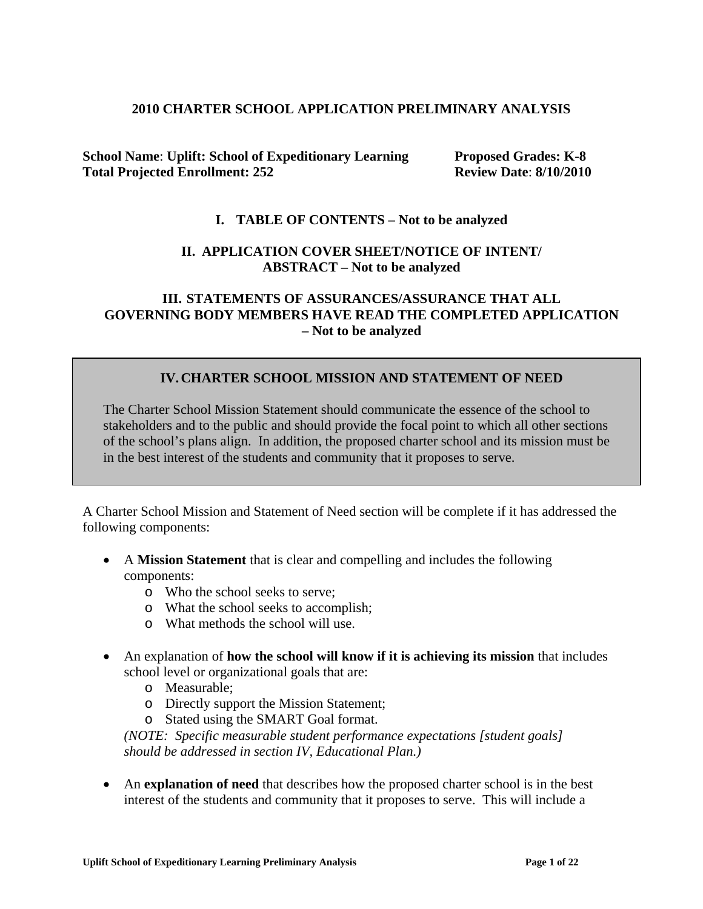# 2010 CHARTER SCHOOL APPLICATION PRELIMINARY ANALYSIS

**School Name**: **Uplift: School of Expeditionary Learning** **Proposed Grades: K-8**
**Total Projected Enrollment: 252** **Review Date**: **8/10/2010**

## I. TABLE OF CONTENTS – Not to be analyzed

## II. APPLICATION COVER SHEET/NOTICE OF INTENT/ ABSTRACT – Not to be analyzed

## III. STATEMENTS OF ASSURANCES/ASSURANCE THAT ALL GOVERNING BODY MEMBERS HAVE READ THE COMPLETED APPLICATION – Not to be analyzed

## IV. CHARTER SCHOOL MISSION AND STATEMENT OF NEED

The Charter School Mission Statement should communicate the essence of the school to stakeholders and to the public and should provide the focal point to which all other sections of the school's plans align. In addition, the proposed charter school and its mission must be in the best interest of the students and community that it proposes to serve.

A Charter School Mission and Statement of Need section will be complete if it has addressed the following components:

- A **Mission Statement** that is clear and compelling and includes the following components:
  - Who the school seeks to serve;
  - What the school seeks to accomplish;
  - What methods the school will use.
- An explanation of **how the school will know if it is achieving its mission** that includes school level or organizational goals that are:
  - Measurable;
  - Directly support the Mission Statement;
  - Stated using the SMART Goal format.

  *(NOTE: Specific measurable student performance expectations [student goals] should be addressed in section IV, Educational Plan.)*
- An **explanation of need** that describes how the proposed charter school is in the best interest of the students and community that it proposes to serve. This will include a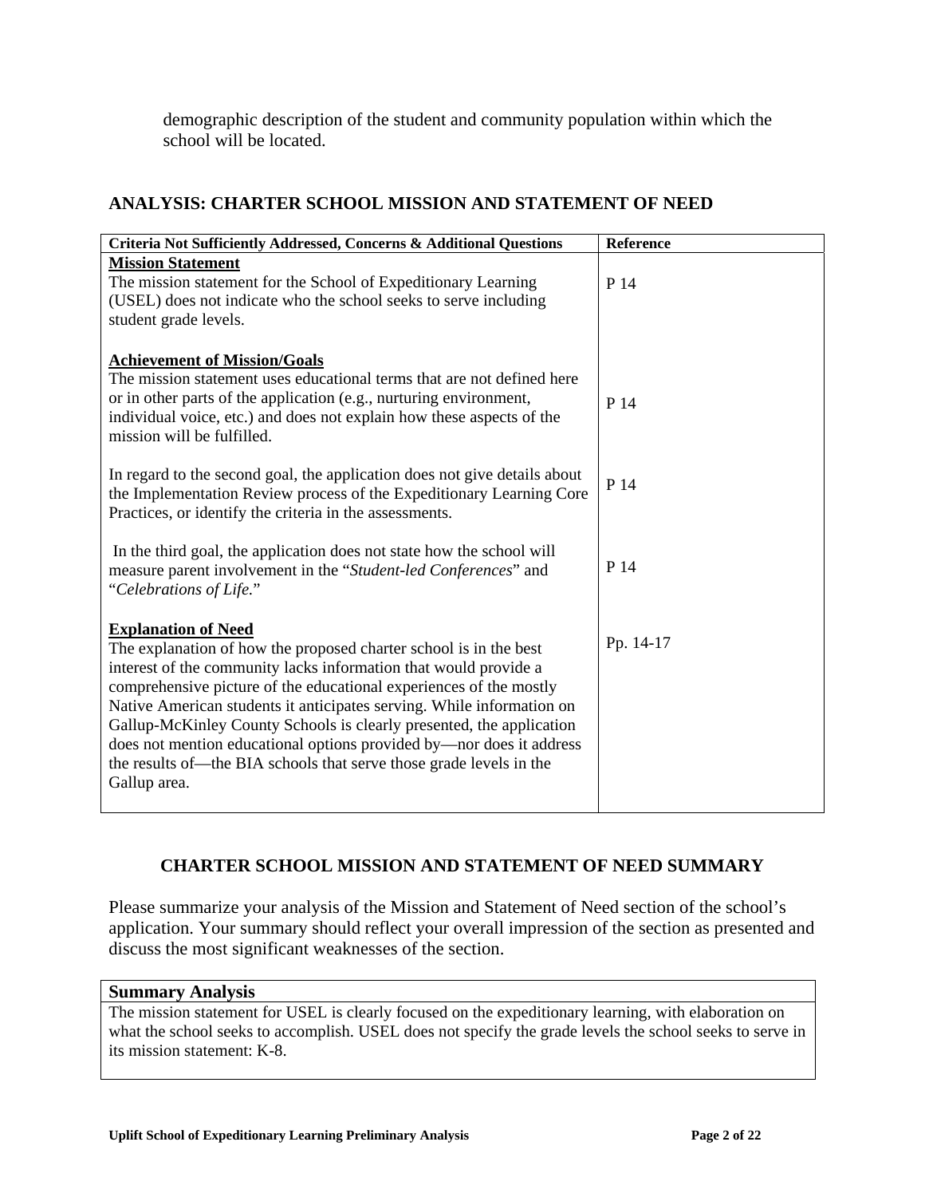demographic description of the student and community population within which the school will be located.

## ANALYSIS: CHARTER SCHOOL MISSION AND STATEMENT OF NEED

| Criteria Not Sufficiently Addressed, Concerns & Additional Questions | Reference |
|---|---|
| **Mission Statement**<br>The mission statement for the School of Expeditionary Learning (USEL) does not indicate who the school seeks to serve including student grade levels. | P 14 |
| **Achievement of Mission/Goals**<br>The mission statement uses educational terms that are not defined here or in other parts of the application (e.g., nurturing environment, individual voice, etc.) and does not explain how these aspects of the mission will be fulfilled. | P 14 |
| In regard to the second goal, the application does not give details about the Implementation Review process of the Expeditionary Learning Core Practices, or identify the criteria in the assessments. | P 14 |
| In the third goal, the application does not state how the school will measure parent involvement in the "*Student-led Conferences*" and "*Celebrations of Life.*" | P 14 |
| **Explanation of Need**<br>The explanation of how the proposed charter school is in the best interest of the community lacks information that would provide a comprehensive picture of the educational experiences of the mostly Native American students it anticipates serving. While information on Gallup-McKinley County Schools is clearly presented, the application does not mention educational options provided by—nor does it address the results of—the BIA schools that serve those grade levels in the Gallup area. | Pp. 14-17 |

## CHARTER SCHOOL MISSION AND STATEMENT OF NEED SUMMARY

Please summarize your analysis of the Mission and Statement of Need section of the school's application. Your summary should reflect your overall impression of the section as presented and discuss the most significant weaknesses of the section.

| Summary Analysis |
|---|
| The mission statement for USEL is clearly focused on the expeditionary learning, with elaboration on what the school seeks to accomplish. USEL does not specify the grade levels the school seeks to serve in its mission statement: K-8. |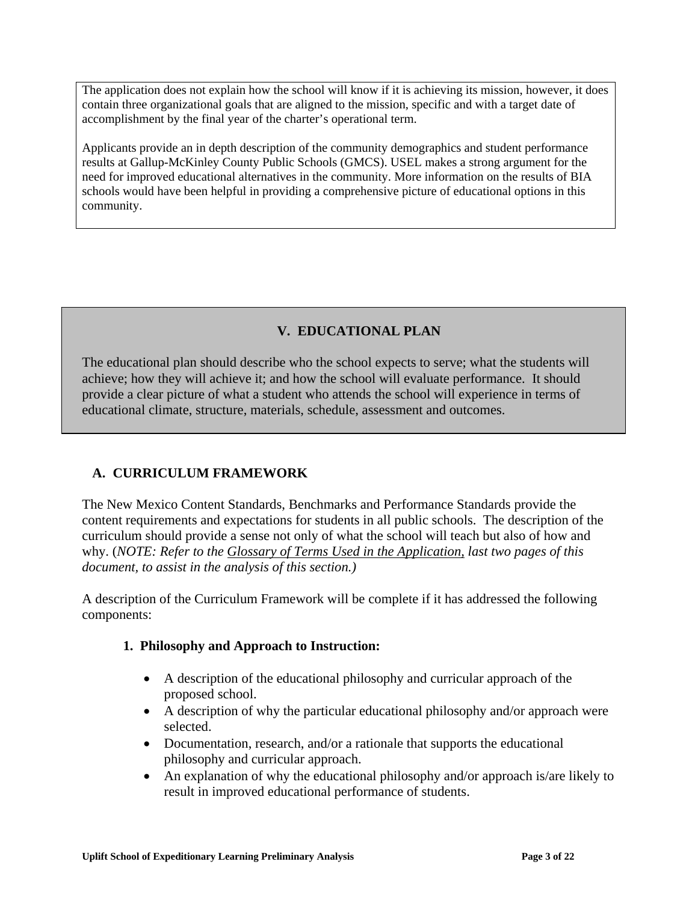The application does not explain how the school will know if it is achieving its mission, however, it does contain three organizational goals that are aligned to the mission, specific and with a target date of accomplishment by the final year of the charter's operational term.

Applicants provide an in depth description of the community demographics and student performance results at Gallup-McKinley County Public Schools (GMCS). USEL makes a strong argument for the need for improved educational alternatives in the community. More information on the results of BIA schools would have been helpful in providing a comprehensive picture of educational options in this community.

## V. EDUCATIONAL PLAN

The educational plan should describe who the school expects to serve; what the students will achieve; how they will achieve it; and how the school will evaluate performance. It should provide a clear picture of what a student who attends the school will experience in terms of educational climate, structure, materials, schedule, assessment and outcomes.

### A. CURRICULUM FRAMEWORK

The New Mexico Content Standards, Benchmarks and Performance Standards provide the content requirements and expectations for students in all public schools. The description of the curriculum should provide a sense not only of what the school will teach but also of how and why. (*NOTE: Refer to the* <u>*Glossary of Terms Used in the Application,*</u> *last two pages of this document, to assist in the analysis of this section.)*

A description of the Curriculum Framework will be complete if it has addressed the following components:

#### 1. Philosophy and Approach to Instruction:

- A description of the educational philosophy and curricular approach of the proposed school.
- A description of why the particular educational philosophy and/or approach were selected.
- Documentation, research, and/or a rationale that supports the educational philosophy and curricular approach.
- An explanation of why the educational philosophy and/or approach is/are likely to result in improved educational performance of students.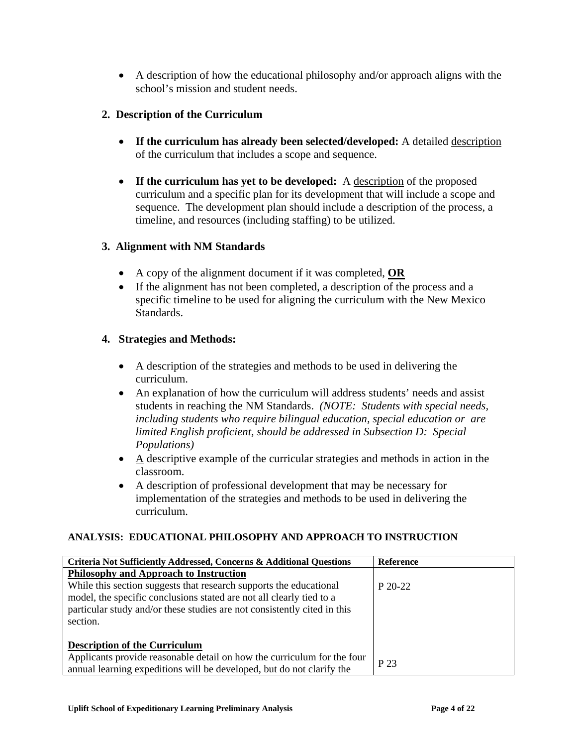- A description of how the educational philosophy and/or approach aligns with the school's mission and student needs.

**2. Description of the Curriculum**

- **If the curriculum has already been selected/developed:** A detailed description of the curriculum that includes a scope and sequence.

- **If the curriculum has yet to be developed:** A description of the proposed curriculum and a specific plan for its development that will include a scope and sequence. The development plan should include a description of the process, a timeline, and resources (including staffing) to be utilized.

**3. Alignment with NM Standards**

- A copy of the alignment document if it was completed, **OR**
- If the alignment has not been completed, a description of the process and a specific timeline to be used for aligning the curriculum with the New Mexico Standards.

**4. Strategies and Methods:**

- A description of the strategies and methods to be used in delivering the curriculum.
- An explanation of how the curriculum will address students' needs and assist students in reaching the NM Standards. *(NOTE: Students with special needs, including students who require bilingual education, special education or are limited English proficient, should be addressed in Subsection D: Special Populations)*
- A descriptive example of the curricular strategies and methods in action in the classroom.
- A description of professional development that may be necessary for implementation of the strategies and methods to be used in delivering the curriculum.

**ANALYSIS: EDUCATIONAL PHILOSOPHY AND APPROACH TO INSTRUCTION**

| Criteria Not Sufficiently Addressed, Concerns & Additional Questions | Reference |
|---|---|
| **Philosophy and Approach to Instruction** While this section suggests that research supports the educational model, the specific conclusions stated are not all clearly tied to a particular study and/or these studies are not consistently cited in this section. | P 20-22 |
| **Description of the Curriculum** Applicants provide reasonable detail on how the curriculum for the four annual learning expeditions will be developed, but do not clarify the | P 23 |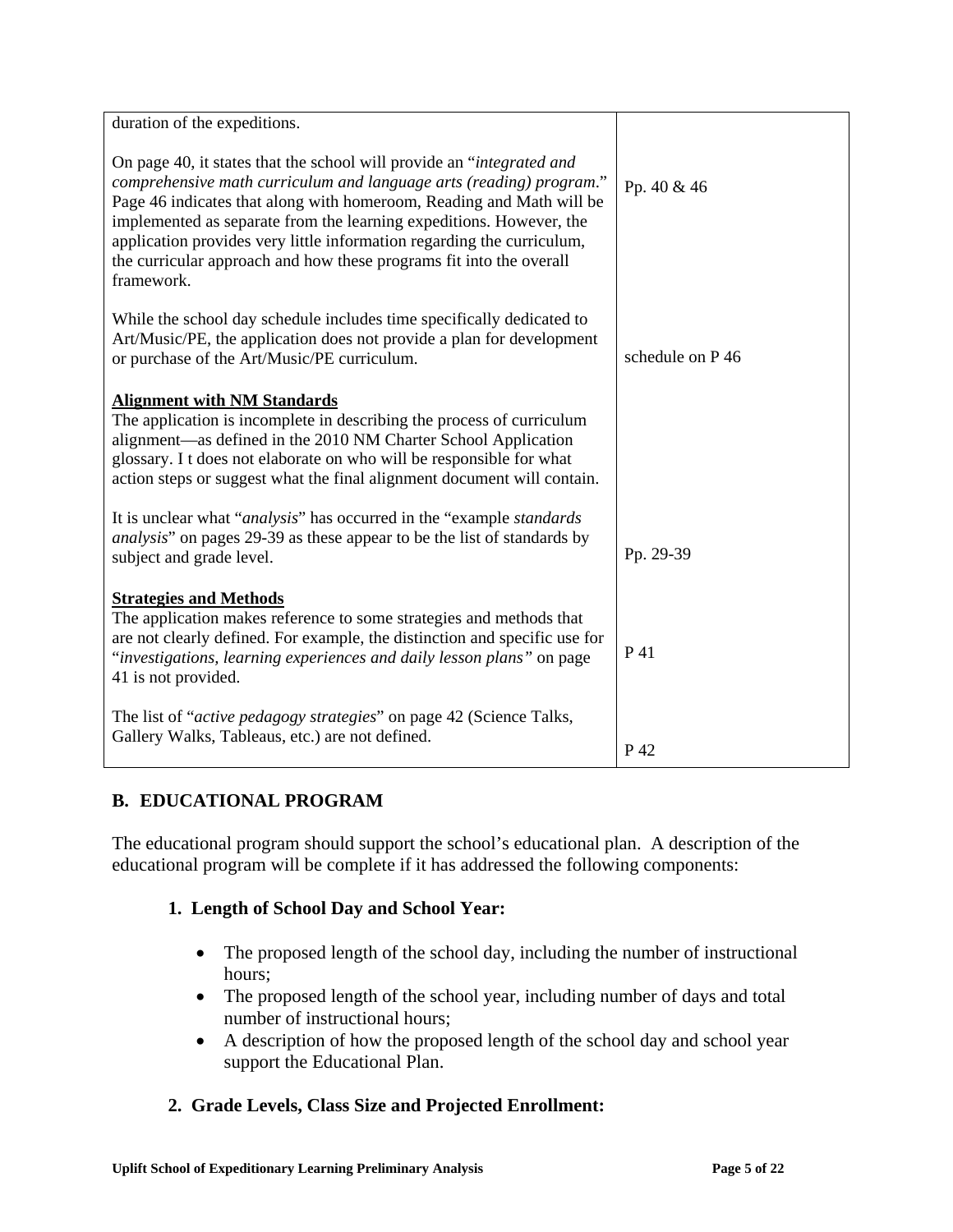| | |
|---|---|
| duration of the expeditions. | |
| On page 40, it states that the school will provide an "*integrated and comprehensive math curriculum and language arts (reading) program*." Page 46 indicates that along with homeroom, Reading and Math will be implemented as separate from the learning expeditions. However, the application provides very little information regarding the curriculum, the curricular approach and how these programs fit into the overall framework. | Pp. 40 & 46 |
| While the school day schedule includes time specifically dedicated to Art/Music/PE, the application does not provide a plan for development or purchase of the Art/Music/PE curriculum. | schedule on P 46 |
| **<u>Alignment with NM Standards</u>**<br>The application is incomplete in describing the process of curriculum alignment—as defined in the 2010 NM Charter School Application glossary. I t does not elaborate on who will be responsible for what action steps or suggest what the final alignment document will contain. | |
| It is unclear what "*analysis*" has occurred in the "example *standards analysis*" on pages 29-39 as these appear to be the list of standards by subject and grade level. | Pp. 29-39 |
| **<u>Strategies and Methods</u>**<br>The application makes reference to some strategies and methods that are not clearly defined. For example, the distinction and specific use for "*investigations, learning experiences and daily lesson plans"* on page 41 is not provided. | P 41 |
| The list of "*active pedagogy strategies*" on page 42 (Science Talks, Gallery Walks, Tableaus, etc.) are not defined. | P 42 |

## B. EDUCATIONAL PROGRAM

The educational program should support the school's educational plan. A description of the educational program will be complete if it has addressed the following components:

### 1. Length of School Day and School Year:

- The proposed length of the school day, including the number of instructional hours;
- The proposed length of the school year, including number of days and total number of instructional hours;
- A description of how the proposed length of the school day and school year support the Educational Plan.

### 2. Grade Levels, Class Size and Projected Enrollment: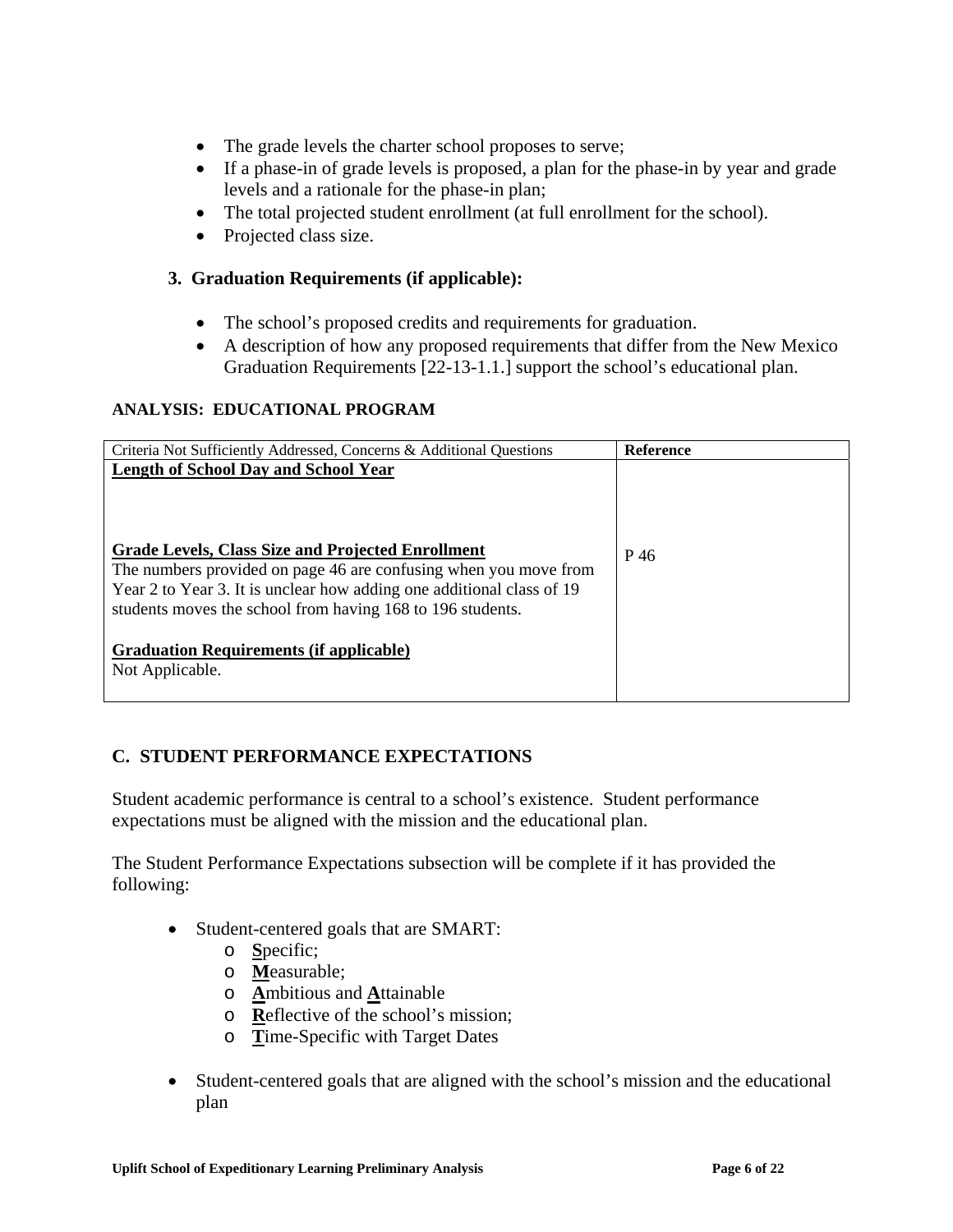- The grade levels the charter school proposes to serve;
- If a phase-in of grade levels is proposed, a plan for the phase-in by year and grade levels and a rationale for the phase-in plan;
- The total projected student enrollment (at full enrollment for the school).
- Projected class size.

### 3. Graduation Requirements (if applicable):

- The school's proposed credits and requirements for graduation.
- A description of how any proposed requirements that differ from the New Mexico Graduation Requirements [22-13-1.1.] support the school's educational plan.

**ANALYSIS: EDUCATIONAL PROGRAM**

| Criteria Not Sufficiently Addressed, Concerns & Additional Questions | Reference |
|---|---|
| **Length of School Day and School Year** | |
| **Grade Levels, Class Size and Projected Enrollment**<br>The numbers provided on page 46 are confusing when you move from Year 2 to Year 3. It is unclear how adding one additional class of 19 students moves the school from having 168 to 196 students. | P 46 |
| **Graduation Requirements (if applicable)**<br>Not Applicable. | |

## C. STUDENT PERFORMANCE EXPECTATIONS

Student academic performance is central to a school's existence. Student performance expectations must be aligned with the mission and the educational plan.

The Student Performance Expectations subsection will be complete if it has provided the following:

- Student-centered goals that are SMART:
  - **S**pecific;
  - **M**easurable;
  - **A**mbitious and **A**ttainable
  - **R**eflective of the school's mission;
  - **T**ime-Specific with Target Dates
- Student-centered goals that are aligned with the school's mission and the educational plan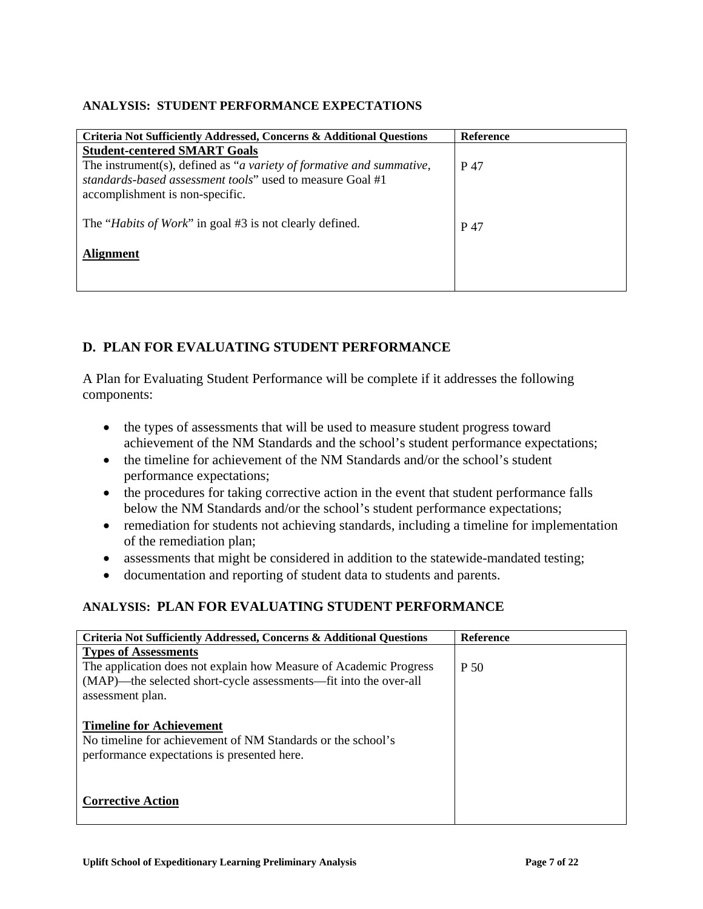### ANALYSIS: STUDENT PERFORMANCE EXPECTATIONS

| Criteria Not Sufficiently Addressed, Concerns & Additional Questions | Reference |
|---|---|
| **Student-centered SMART Goals**<br>The instrument(s), defined as "*a variety of formative and summative, standards-based assessment tools*" used to measure Goal #1 accomplishment is non-specific.<br><br>The "*Habits of Work*" in goal #3 is not clearly defined.<br><br>**Alignment** | P 47<br><br><br>P 47 |

## D. PLAN FOR EVALUATING STUDENT PERFORMANCE

A Plan for Evaluating Student Performance will be complete if it addresses the following components:

- the types of assessments that will be used to measure student progress toward achievement of the NM Standards and the school's student performance expectations;
- the timeline for achievement of the NM Standards and/or the school's student performance expectations;
- the procedures for taking corrective action in the event that student performance falls below the NM Standards and/or the school's student performance expectations;
- remediation for students not achieving standards, including a timeline for implementation of the remediation plan;
- assessments that might be considered in addition to the statewide-mandated testing;
- documentation and reporting of student data to students and parents.

### ANALYSIS: PLAN FOR EVALUATING STUDENT PERFORMANCE

| Criteria Not Sufficiently Addressed, Concerns & Additional Questions | Reference |
|---|---|
| **Types of Assessments**<br>The application does not explain how Measure of Academic Progress (MAP)—the selected short-cycle assessments—fit into the over-all assessment plan.<br><br>**Timeline for Achievement**<br>No timeline for achievement of NM Standards or the school's performance expectations is presented here.<br><br>**Corrective Action** | P 50 |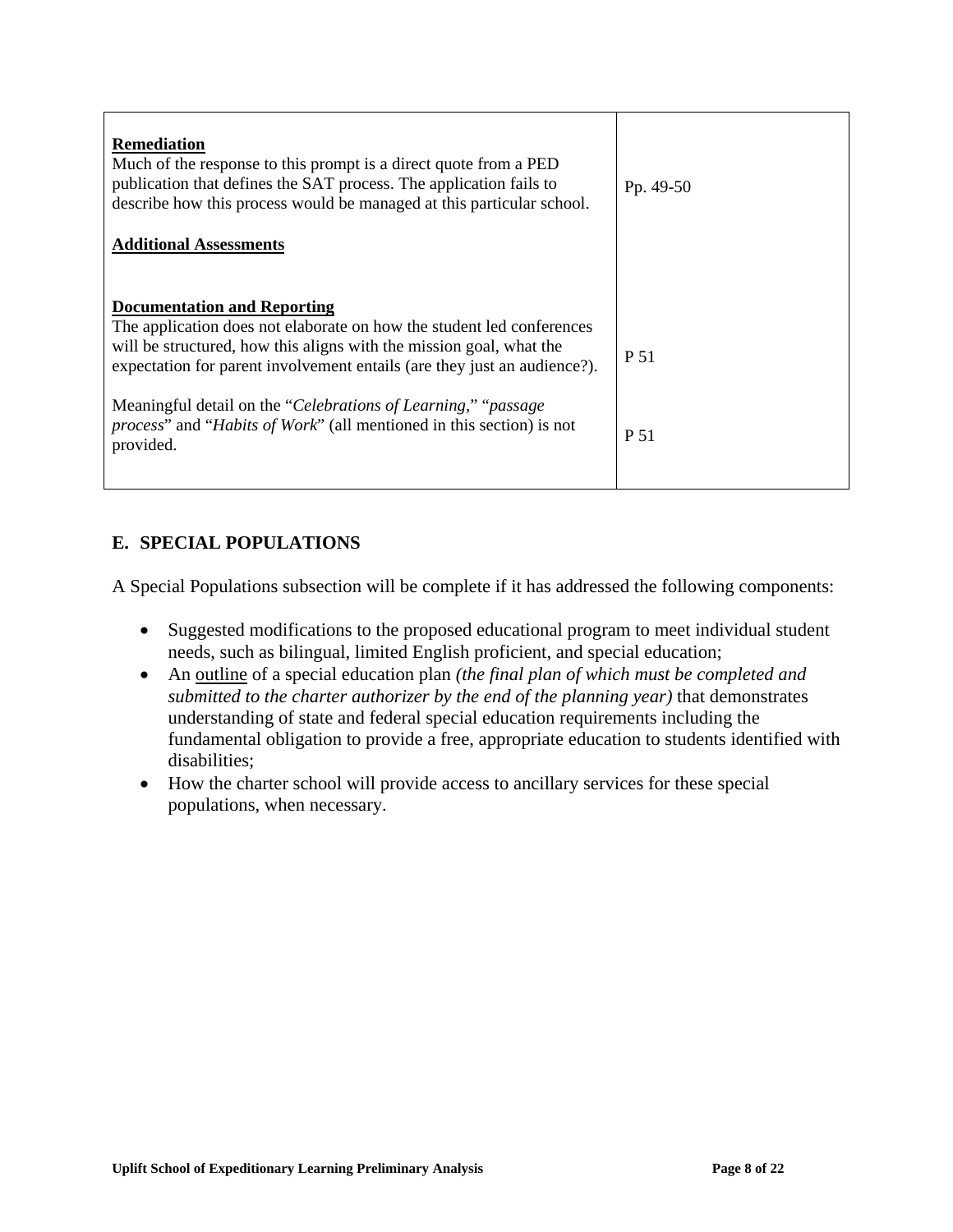| | |
|---|---|
| **Remediation**<br>Much of the response to this prompt is a direct quote from a PED publication that defines the SAT process. The application fails to describe how this process would be managed at this particular school. | Pp. 49-50 |
| **Additional Assessments** | |
| **Documentation and Reporting**<br>The application does not elaborate on how the student led conferences will be structured, how this aligns with the mission goal, what the expectation for parent involvement entails (are they just an audience?). | P 51 |
| Meaningful detail on the "*Celebrations of Learning,*" "*passage process*" and "*Habits of Work*" (all mentioned in this section) is not provided. | P 51 |

## E. SPECIAL POPULATIONS

A Special Populations subsection will be complete if it has addressed the following components:

- Suggested modifications to the proposed educational program to meet individual student needs, such as bilingual, limited English proficient, and special education;
- An <u>outline</u> of a special education plan *(the final plan of which must be completed and submitted to the charter authorizer by the end of the planning year)* that demonstrates understanding of state and federal special education requirements including the fundamental obligation to provide a free, appropriate education to students identified with disabilities;
- How the charter school will provide access to ancillary services for these special populations, when necessary.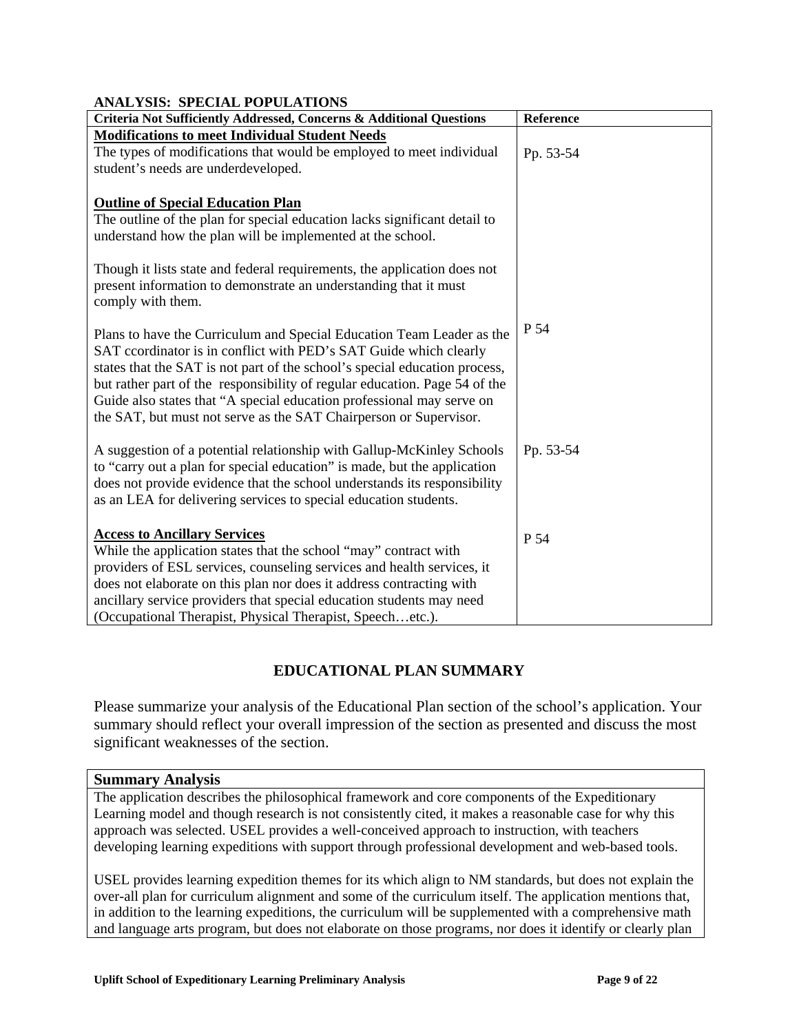**ANALYSIS: SPECIAL POPULATIONS**

| Criteria Not Sufficiently Addressed, Concerns & Additional Questions | Reference |
|---|---|
| **<u>Modifications to meet Individual Student Needs</u>**<br>The types of modifications that would be employed to meet individual student's needs are underdeveloped.<br><br>**<u>Outline of Special Education Plan</u>**<br>The outline of the plan for special education lacks significant detail to understand how the plan will be implemented at the school.<br><br>Though it lists state and federal requirements, the application does not present information to demonstrate an understanding that it must comply with them. | Pp. 53-54 |
| Plans to have the Curriculum and Special Education Team Leader as the SAT ccordinator is in conflict with PED's SAT Guide which clearly states that the SAT is not part of the school's special education process, but rather part of the responsibility of regular education. Page 54 of the Guide also states that "A special education professional may serve on the SAT, but must not serve as the SAT Chairperson or Supervisor. | P 54 |
| A suggestion of a potential relationship with Gallup-McKinley Schools to "carry out a plan for special education" is made, but the application does not provide evidence that the school understands its responsibility as an LEA for delivering services to special education students. | Pp. 53-54 |
| **<u>Access to Ancillary Services</u>**<br>While the application states that the school "may" contract with providers of ESL services, counseling services and health services, it does not elaborate on this plan nor does it address contracting with ancillary service providers that special education students may need (Occupational Therapist, Physical Therapist, Speech…etc.). | P 54 |

## EDUCATIONAL PLAN SUMMARY

Please summarize your analysis of the Educational Plan section of the school's application. Your summary should reflect your overall impression of the section as presented and discuss the most significant weaknesses of the section.

| Summary Analysis |
|---|
| The application describes the philosophical framework and core components of the Expeditionary Learning model and though research is not consistently cited, it makes a reasonable case for why this approach was selected. USEL provides a well-conceived approach to instruction, with teachers developing learning expeditions with support through professional development and web-based tools.<br><br>USEL provides learning expedition themes for its which align to NM standards, but does not explain the over-all plan for curriculum alignment and some of the curriculum itself. The application mentions that, in addition to the learning expeditions, the curriculum will be supplemented with a comprehensive math and language arts program, but does not elaborate on those programs, nor does it identify or clearly plan |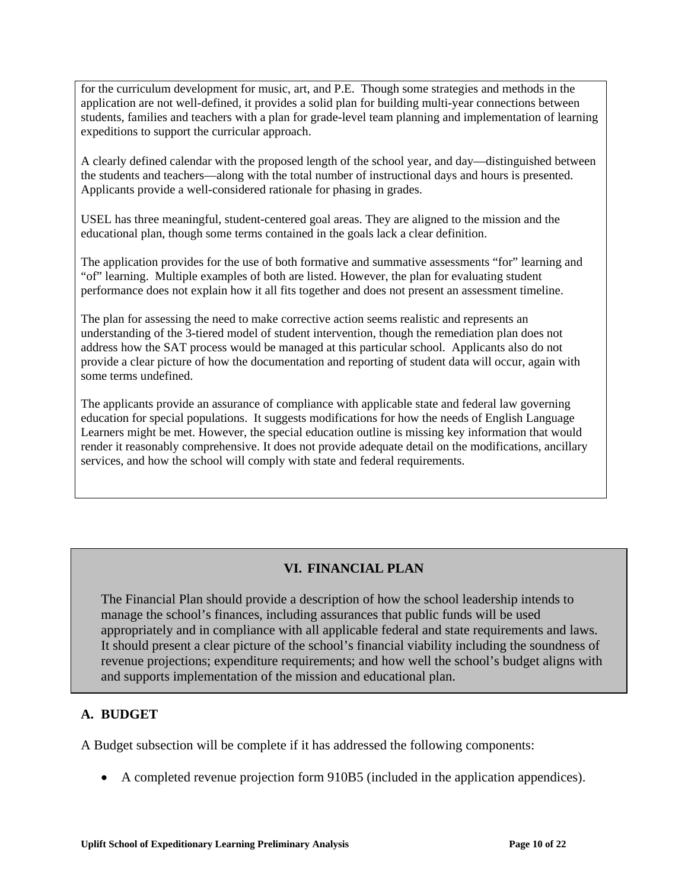for the curriculum development for music, art, and P.E. Though some strategies and methods in the application are not well-defined, it provides a solid plan for building multi-year connections between students, families and teachers with a plan for grade-level team planning and implementation of learning expeditions to support the curricular approach.

A clearly defined calendar with the proposed length of the school year, and day—distinguished between the students and teachers—along with the total number of instructional days and hours is presented. Applicants provide a well-considered rationale for phasing in grades.

USEL has three meaningful, student-centered goal areas. They are aligned to the mission and the educational plan, though some terms contained in the goals lack a clear definition.

The application provides for the use of both formative and summative assessments "for" learning and "of" learning. Multiple examples of both are listed. However, the plan for evaluating student performance does not explain how it all fits together and does not present an assessment timeline.

The plan for assessing the need to make corrective action seems realistic and represents an understanding of the 3-tiered model of student intervention, though the remediation plan does not address how the SAT process would be managed at this particular school. Applicants also do not provide a clear picture of how the documentation and reporting of student data will occur, again with some terms undefined.

The applicants provide an assurance of compliance with applicable state and federal law governing education for special populations. It suggests modifications for how the needs of English Language Learners might be met. However, the special education outline is missing key information that would render it reasonably comprehensive. It does not provide adequate detail on the modifications, ancillary services, and how the school will comply with state and federal requirements.

## VI. FINANCIAL PLAN

The Financial Plan should provide a description of how the school leadership intends to manage the school's finances, including assurances that public funds will be used appropriately and in compliance with all applicable federal and state requirements and laws. It should present a clear picture of the school's financial viability including the soundness of revenue projections; expenditure requirements; and how well the school's budget aligns with and supports implementation of the mission and educational plan.

### A. BUDGET

A Budget subsection will be complete if it has addressed the following components:

- A completed revenue projection form 910B5 (included in the application appendices).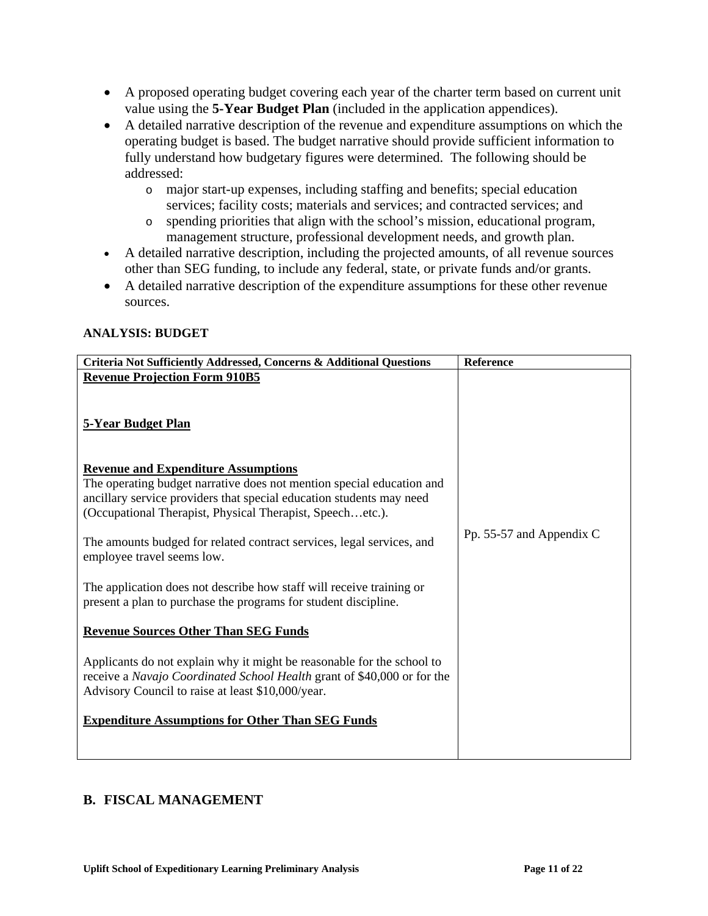- A proposed operating budget covering each year of the charter term based on current unit value using the **5-Year Budget Plan** (included in the application appendices).
- A detailed narrative description of the revenue and expenditure assumptions on which the operating budget is based. The budget narrative should provide sufficient information to fully understand how budgetary figures were determined. The following should be addressed:
  - major start-up expenses, including staffing and benefits; special education services; facility costs; materials and services; and contracted services; and
  - spending priorities that align with the school's mission, educational program, management structure, professional development needs, and growth plan.
- A detailed narrative description, including the projected amounts, of all revenue sources other than SEG funding, to include any federal, state, or private funds and/or grants.
- A detailed narrative description of the expenditure assumptions for these other revenue sources.

**ANALYSIS: BUDGET**

| Criteria Not Sufficiently Addressed, Concerns & Additional Questions | Reference |
|---|---|
| **Revenue Projection Form 910B5**<br><br>**5-Year Budget Plan**<br><br>**Revenue and Expenditure Assumptions**<br>The operating budget narrative does not mention special education and ancillary service providers that special education students may need (Occupational Therapist, Physical Therapist, Speech…etc.).<br><br>The amounts budged for related contract services, legal services, and employee travel seems low.<br><br>The application does not describe how staff will receive training or present a plan to purchase the programs for student discipline.<br><br>**Revenue Sources Other Than SEG Funds**<br><br>Applicants do not explain why it might be reasonable for the school to receive a *Navajo Coordinated School Health* grant of $40,000 or for the Advisory Council to raise at least $10,000/year.<br><br>**Expenditure Assumptions for Other Than SEG Funds** | Pp. 55-57 and Appendix C |

## B. FISCAL MANAGEMENT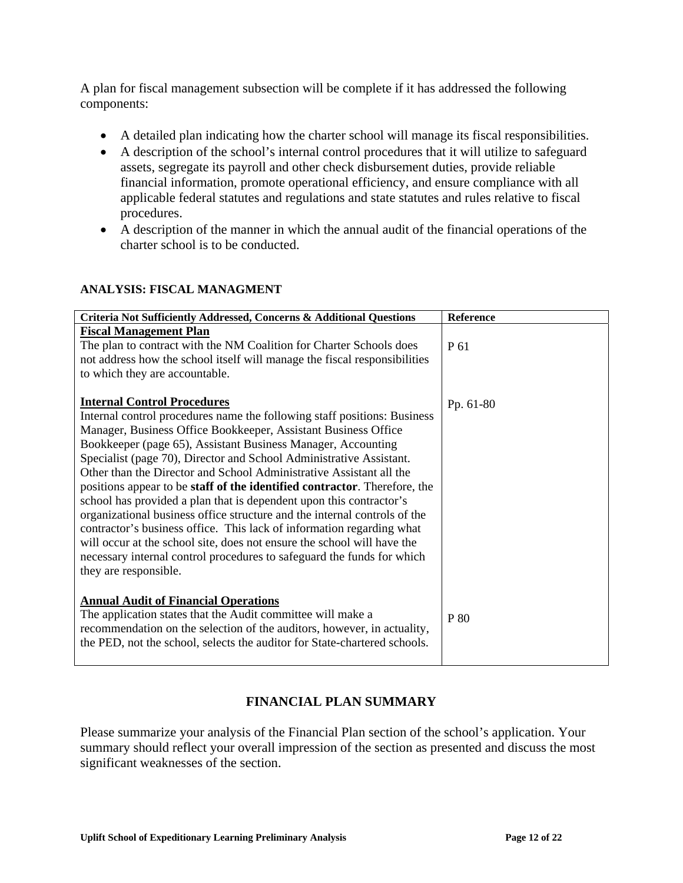A plan for fiscal management subsection will be complete if it has addressed the following components:

- A detailed plan indicating how the charter school will manage its fiscal responsibilities.
- A description of the school's internal control procedures that it will utilize to safeguard assets, segregate its payroll and other check disbursement duties, provide reliable financial information, promote operational efficiency, and ensure compliance with all applicable federal statutes and regulations and state statutes and rules relative to fiscal procedures.
- A description of the manner in which the annual audit of the financial operations of the charter school is to be conducted.

**ANALYSIS: FISCAL MANAGMENT**

| Criteria Not Sufficiently Addressed, Concerns & Additional Questions | Reference |
|---|---|
| <u>**Fiscal Management Plan**</u><br>The plan to contract with the NM Coalition for Charter Schools does not address how the school itself will manage the fiscal responsibilities to which they are accountable. | P 61 |
| <u>**Internal Control Procedures**</u><br>Internal control procedures name the following staff positions: Business Manager, Business Office Bookkeeper, Assistant Business Office Bookkeeper (page 65), Assistant Business Manager, Accounting Specialist (page 70), Director and School Administrative Assistant. Other than the Director and School Administrative Assistant all the positions appear to be **staff of the identified contractor**. Therefore, the school has provided a plan that is dependent upon this contractor's organizational business office structure and the internal controls of the contractor's business office. This lack of information regarding what will occur at the school site, does not ensure the school will have the necessary internal control procedures to safeguard the funds for which they are responsible. | Pp. 61-80 |
| <u>**Annual Audit of Financial Operations**</u><br>The application states that the Audit committee will make a recommendation on the selection of the auditors, however, in actuality, the PED, not the school, selects the auditor for State-chartered schools. | P 80 |

**FINANCIAL PLAN SUMMARY**

Please summarize your analysis of the Financial Plan section of the school's application. Your summary should reflect your overall impression of the section as presented and discuss the most significant weaknesses of the section.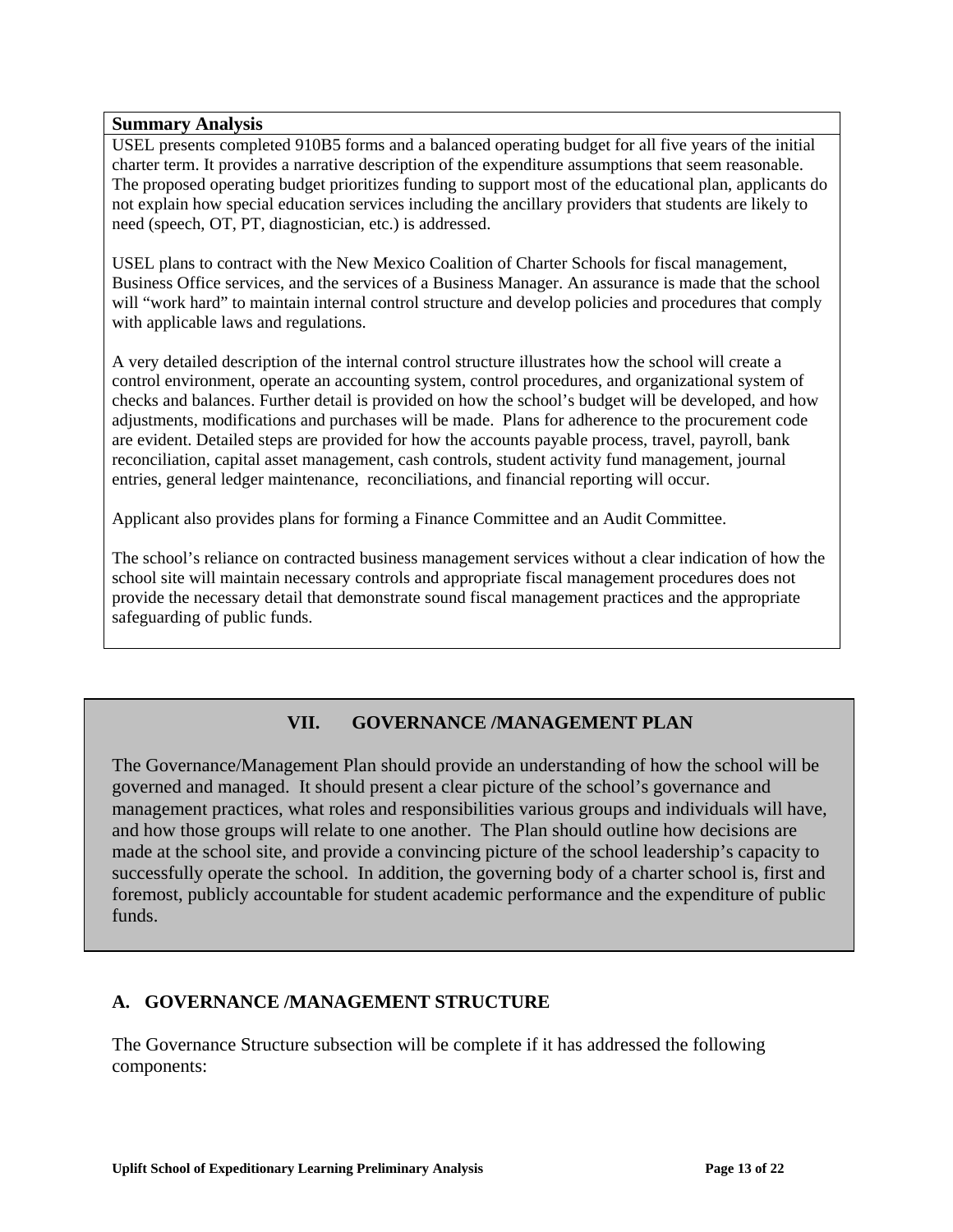**Summary Analysis**

USEL presents completed 910B5 forms and a balanced operating budget for all five years of the initial charter term. It provides a narrative description of the expenditure assumptions that seem reasonable. The proposed operating budget prioritizes funding to support most of the educational plan, applicants do not explain how special education services including the ancillary providers that students are likely to need (speech, OT, PT, diagnostician, etc.) is addressed.

USEL plans to contract with the New Mexico Coalition of Charter Schools for fiscal management, Business Office services, and the services of a Business Manager. An assurance is made that the school will "work hard" to maintain internal control structure and develop policies and procedures that comply with applicable laws and regulations.

A very detailed description of the internal control structure illustrates how the school will create a control environment, operate an accounting system, control procedures, and organizational system of checks and balances. Further detail is provided on how the school's budget will be developed, and how adjustments, modifications and purchases will be made. Plans for adherence to the procurement code are evident. Detailed steps are provided for how the accounts payable process, travel, payroll, bank reconciliation, capital asset management, cash controls, student activity fund management, journal entries, general ledger maintenance, reconciliations, and financial reporting will occur.

Applicant also provides plans for forming a Finance Committee and an Audit Committee.

The school's reliance on contracted business management services without a clear indication of how the school site will maintain necessary controls and appropriate fiscal management procedures does not provide the necessary detail that demonstrate sound fiscal management practices and the appropriate safeguarding of public funds.

## VII. GOVERNANCE /MANAGEMENT PLAN

The Governance/Management Plan should provide an understanding of how the school will be governed and managed. It should present a clear picture of the school's governance and management practices, what roles and responsibilities various groups and individuals will have, and how those groups will relate to one another. The Plan should outline how decisions are made at the school site, and provide a convincing picture of the school leadership's capacity to successfully operate the school. In addition, the governing body of a charter school is, first and foremost, publicly accountable for student academic performance and the expenditure of public funds.

### A. GOVERNANCE /MANAGEMENT STRUCTURE

The Governance Structure subsection will be complete if it has addressed the following components: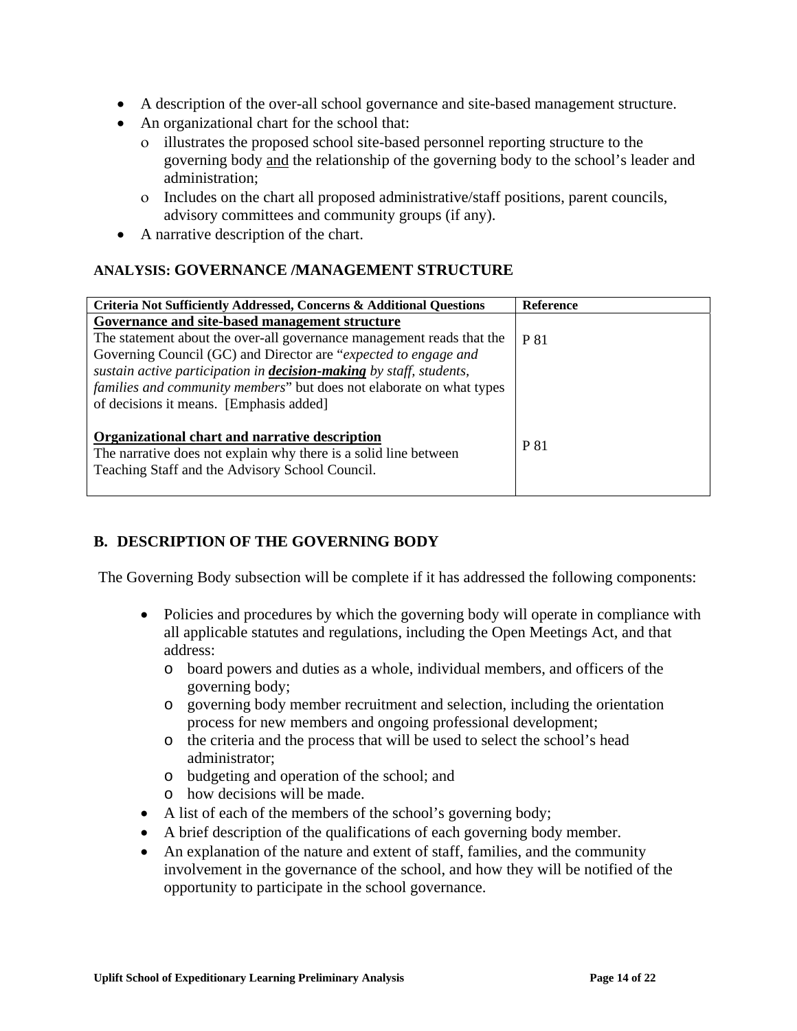- A description of the over-all school governance and site-based management structure.
- An organizational chart for the school that:
  - illustrates the proposed school site-based personnel reporting structure to the governing body <u>and</u> the relationship of the governing body to the school's leader and administration;
  - Includes on the chart all proposed administrative/staff positions, parent councils, advisory committees and community groups (if any).
- A narrative description of the chart.

### ANALYSIS: GOVERNANCE /MANAGEMENT STRUCTURE

| Criteria Not Sufficiently Addressed, Concerns & Additional Questions | Reference |
|---|---|
| **<u>Governance and site-based management structure</u>**<br>The statement about the over-all governance management reads that the Governing Council (GC) and Director are "*expected to engage and sustain active participation in **<u>decision-making</u>** by staff, students, families and community members*" but does not elaborate on what types of decisions it means. [Emphasis added] | P 81 |
| **<u>Organizational chart and narrative description</u>**<br>The narrative does not explain why there is a solid line between Teaching Staff and the Advisory School Council. | P 81 |

## B. DESCRIPTION OF THE GOVERNING BODY

The Governing Body subsection will be complete if it has addressed the following components:

- Policies and procedures by which the governing body will operate in compliance with all applicable statutes and regulations, including the Open Meetings Act, and that address:
  - board powers and duties as a whole, individual members, and officers of the governing body;
  - governing body member recruitment and selection, including the orientation process for new members and ongoing professional development;
  - the criteria and the process that will be used to select the school's head administrator;
  - budgeting and operation of the school; and
  - how decisions will be made.
- A list of each of the members of the school's governing body;
- A brief description of the qualifications of each governing body member.
- An explanation of the nature and extent of staff, families, and the community involvement in the governance of the school, and how they will be notified of the opportunity to participate in the school governance.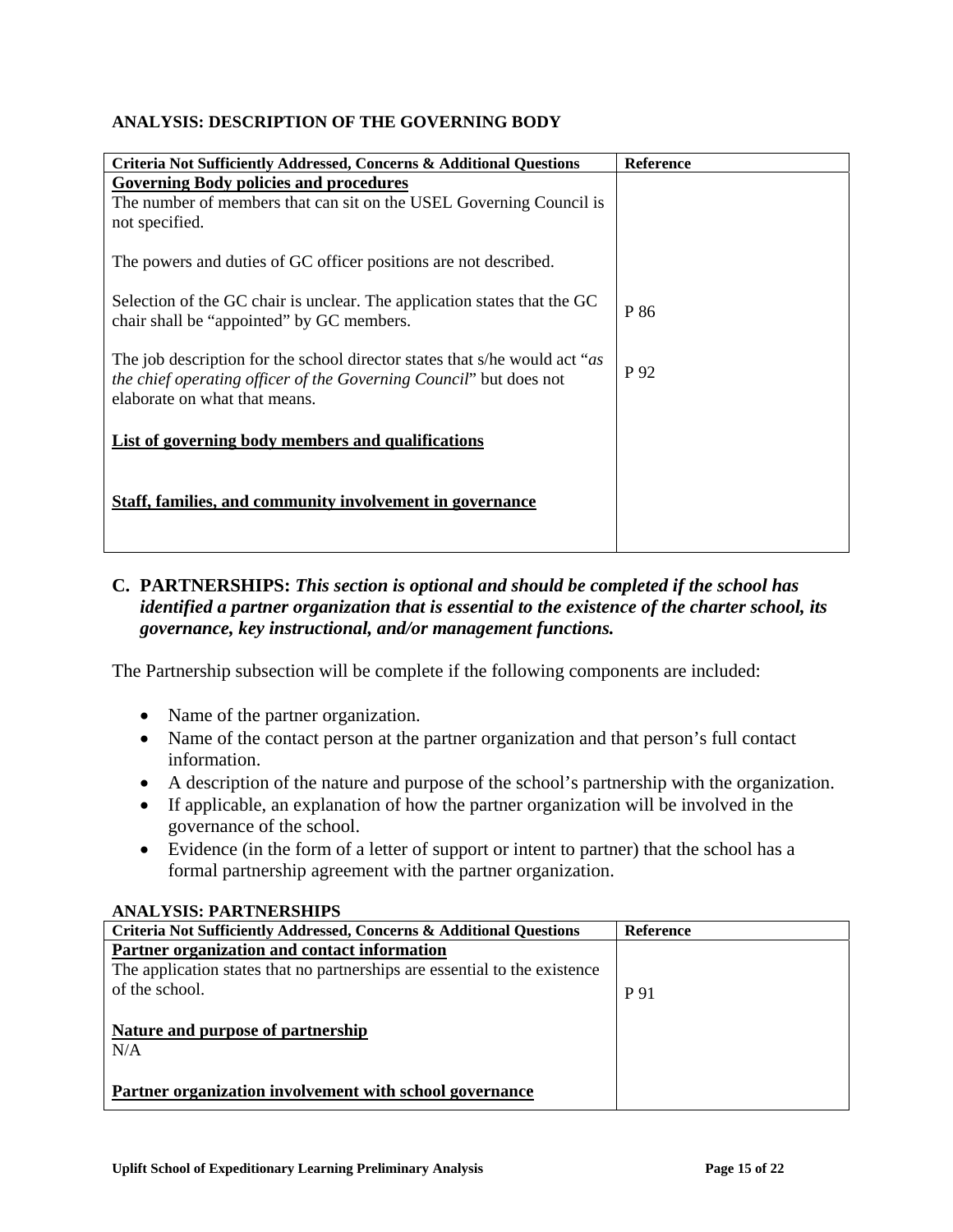**ANALYSIS: DESCRIPTION OF THE GOVERNING BODY**

| Criteria Not Sufficiently Addressed, Concerns & Additional Questions | Reference |
|---|---|
| **Governing Body policies and procedures** | |
| The number of members that can sit on the USEL Governing Council is not specified. | |
| The powers and duties of GC officer positions are not described. | |
| Selection of the GC chair is unclear. The application states that the GC chair shall be "appointed" by GC members. | P 86 |
| The job description for the school director states that s/he would act "*as the chief operating officer of the Governing Council*" but does not elaborate on what that means. | P 92 |
| **List of governing body members and qualifications** | |
| **Staff, families, and community involvement in governance** | |

## C. PARTNERSHIPS: *This section is optional and should be completed if the school has identified a partner organization that is essential to the existence of the charter school, its governance, key instructional, and/or management functions.*

The Partnership subsection will be complete if the following components are included:

- Name of the partner organization.
- Name of the contact person at the partner organization and that person's full contact information.
- A description of the nature and purpose of the school's partnership with the organization.
- If applicable, an explanation of how the partner organization will be involved in the governance of the school.
- Evidence (in the form of a letter of support or intent to partner) that the school has a formal partnership agreement with the partner organization.

**ANALYSIS: PARTNERSHIPS**

| Criteria Not Sufficiently Addressed, Concerns & Additional Questions | Reference |
|---|---|
| **Partner organization and contact information** | |
| The application states that no partnerships are essential to the existence of the school. | P 91 |
| **Nature and purpose of partnership** | |
| N/A | |
| **Partner organization involvement with school governance** | |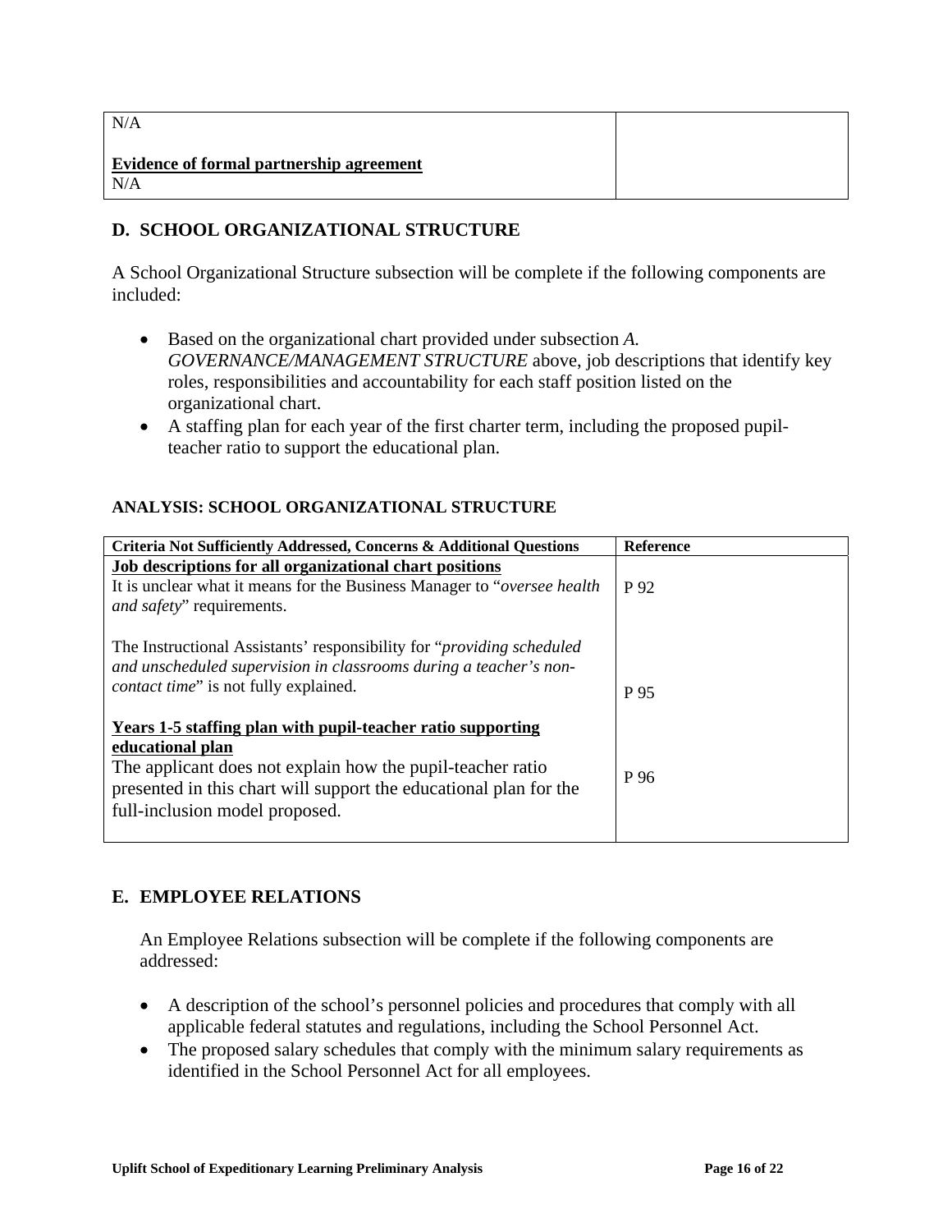| | |
|---|---|
| N/A<br><br>**Evidence of formal partnership agreement**<br>N/A | |

## D. SCHOOL ORGANIZATIONAL STRUCTURE

A School Organizational Structure subsection will be complete if the following components are included:

- Based on the organizational chart provided under subsection *A. GOVERNANCE/MANAGEMENT STRUCTURE* above, job descriptions that identify key roles, responsibilities and accountability for each staff position listed on the organizational chart.
- A staffing plan for each year of the first charter term, including the proposed pupil-teacher ratio to support the educational plan.

### ANALYSIS: SCHOOL ORGANIZATIONAL STRUCTURE

| Criteria Not Sufficiently Addressed, Concerns & Additional Questions | Reference |
|---|---|
| **Job descriptions for all organizational chart positions**<br>It is unclear what it means for the Business Manager to "*oversee health and safety*" requirements. | P 92 |
| The Instructional Assistants' responsibility for "*providing scheduled and unscheduled supervision in classrooms during a teacher's non-contact time*" is not fully explained. | P 95 |
| **Years 1-5 staffing plan with pupil-teacher ratio supporting educational plan**<br>The applicant does not explain how the pupil-teacher ratio presented in this chart will support the educational plan for the full-inclusion model proposed. | P 96 |

## E. EMPLOYEE RELATIONS

An Employee Relations subsection will be complete if the following components are addressed:

- A description of the school's personnel policies and procedures that comply with all applicable federal statutes and regulations, including the School Personnel Act.
- The proposed salary schedules that comply with the minimum salary requirements as identified in the School Personnel Act for all employees.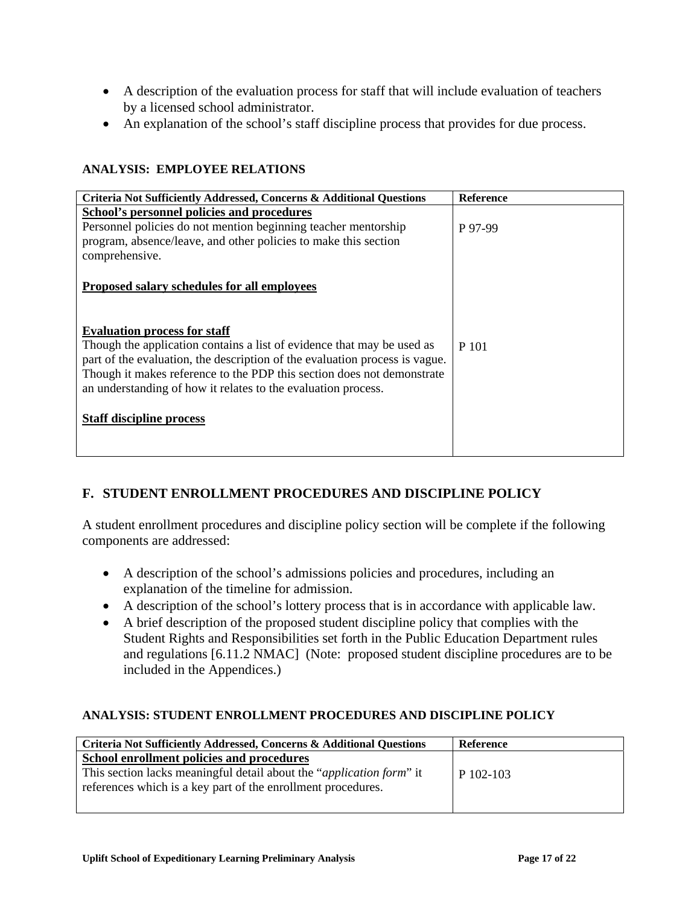- A description of the evaluation process for staff that will include evaluation of teachers by a licensed school administrator.
- An explanation of the school's staff discipline process that provides for due process.

**ANALYSIS: EMPLOYEE RELATIONS**

| Criteria Not Sufficiently Addressed, Concerns & Additional Questions | Reference |
|---|---|
| <u>**School's personnel policies and procedures**</u><br>Personnel policies do not mention beginning teacher mentorship program, absence/leave, and other policies to make this section comprehensive. | P 97-99 |
| <u>**Proposed salary schedules for all employees**</u> | |
| <u>**Evaluation process for staff**</u><br>Though the application contains a list of evidence that may be used as part of the evaluation, the description of the evaluation process is vague. Though it makes reference to the PDP this section does not demonstrate an understanding of how it relates to the evaluation process. | P 101 |
| <u>**Staff discipline process**</u> | |

## F. STUDENT ENROLLMENT PROCEDURES AND DISCIPLINE POLICY

A student enrollment procedures and discipline policy section will be complete if the following components are addressed:

- A description of the school's admissions policies and procedures, including an explanation of the timeline for admission.
- A description of the school's lottery process that is in accordance with applicable law.
- A brief description of the proposed student discipline policy that complies with the Student Rights and Responsibilities set forth in the Public Education Department rules and regulations [6.11.2 NMAC] (Note: proposed student discipline procedures are to be included in the Appendices.)

**ANALYSIS: STUDENT ENROLLMENT PROCEDURES AND DISCIPLINE POLICY**

| Criteria Not Sufficiently Addressed, Concerns & Additional Questions | Reference |
|---|---|
| <u>**School enrollment policies and procedures**</u><br>This section lacks meaningful detail about the "*application form*" it references which is a key part of the enrollment procedures. | P 102-103 |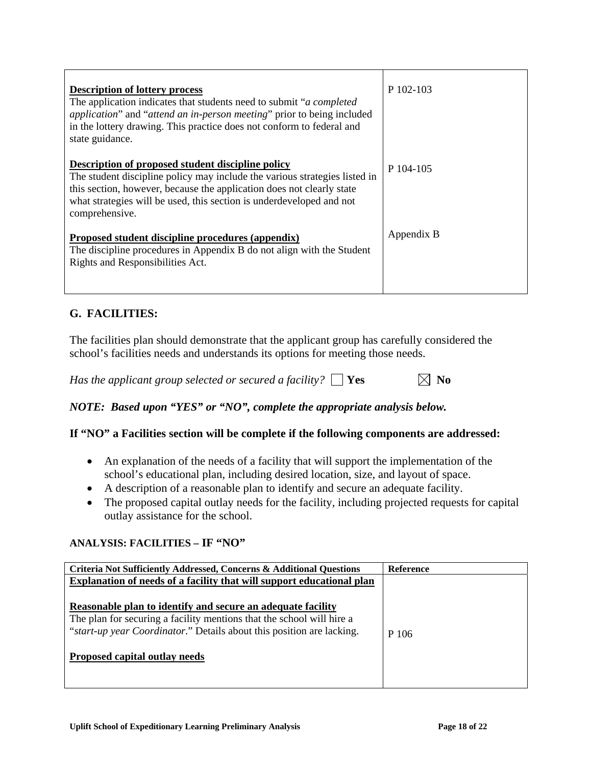| | |
|---|---|
| **<u>Description of lottery process</u>**<br>The application indicates that students need to submit "*a completed application*" and "*attend an in-person meeting*" prior to being included in the lottery drawing. This practice does not conform to federal and state guidance. | P 102-103 |
| **<u>Description of proposed student discipline policy</u>**<br>The student discipline policy may include the various strategies listed in this section, however, because the application does not clearly state what strategies will be used, this section is underdeveloped and not comprehensive. | P 104-105 |
| **<u>Proposed student discipline procedures (appendix)</u>**<br>The discipline procedures in Appendix B do not align with the Student Rights and Responsibilities Act. | Appendix B |

## G. FACILITIES:

The facilities plan should demonstrate that the applicant group has carefully considered the school's facilities needs and understands its options for meeting those needs.

*Has the applicant group selected or secured a facility?* ☐ **Yes** ☒ **No**

***NOTE: Based upon "YES" or "NO", complete the appropriate analysis below.***

### If "NO" a Facilities section will be complete if the following components are addressed:

- An explanation of the needs of a facility that will support the implementation of the school's educational plan, including desired location, size, and layout of space.
- A description of a reasonable plan to identify and secure an adequate facility.
- The proposed capital outlay needs for the facility, including projected requests for capital outlay assistance for the school.

#### ANALYSIS: FACILITIES – IF "NO"

| Criteria Not Sufficiently Addressed, Concerns & Additional Questions | Reference |
|---|---|
| **<u>Explanation of needs of a facility that will support educational plan</u>** | |
| **<u>Reasonable plan to identify and secure an adequate facility</u>**<br>The plan for securing a facility mentions that the school will hire a "*start-up year Coordinator*." Details about this position are lacking. | P 106 |
| **<u>Proposed capital outlay needs</u>** | |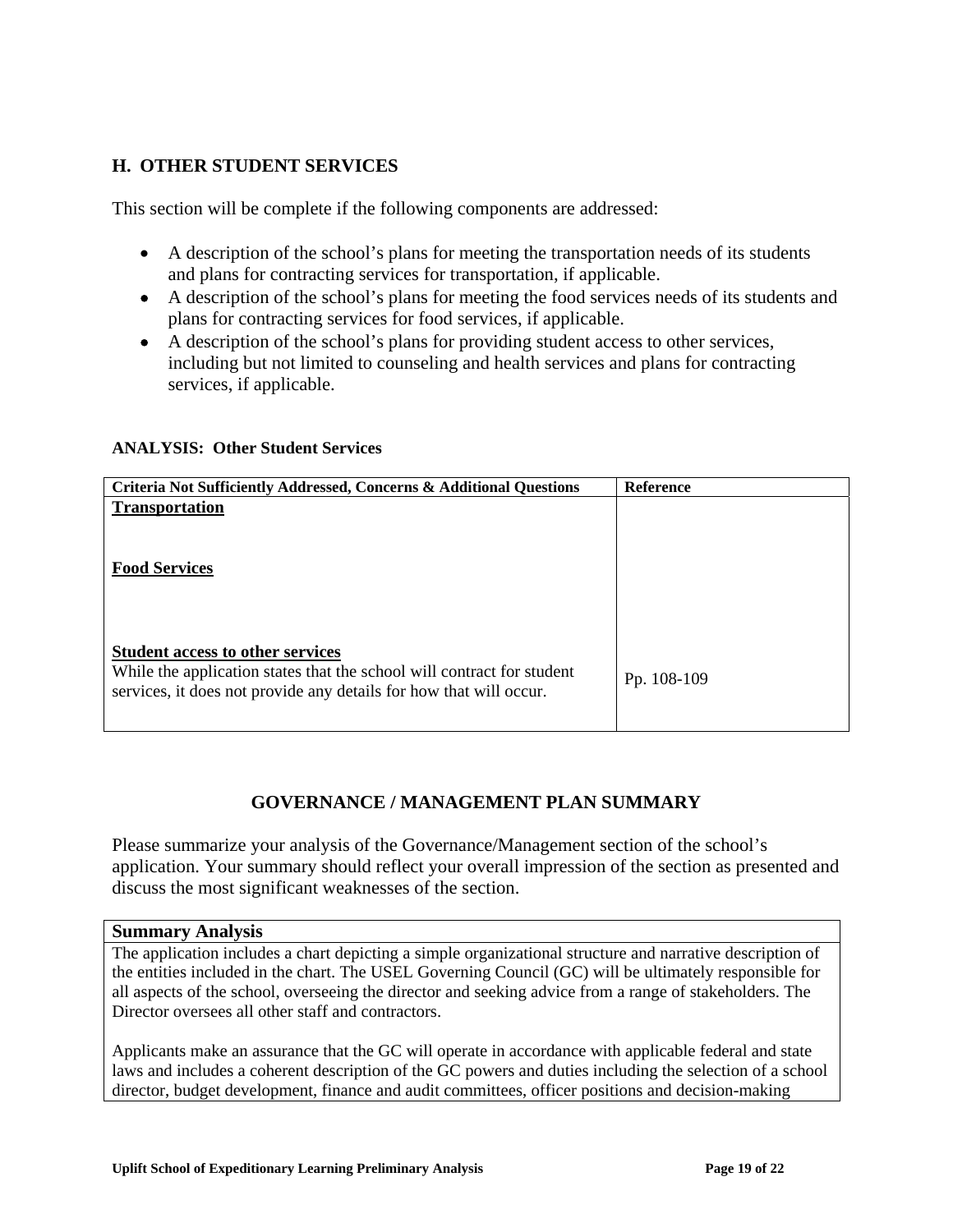## H. OTHER STUDENT SERVICES

This section will be complete if the following components are addressed:

- A description of the school's plans for meeting the transportation needs of its students and plans for contracting services for transportation, if applicable.
- A description of the school's plans for meeting the food services needs of its students and plans for contracting services for food services, if applicable.
- A description of the school's plans for providing student access to other services, including but not limited to counseling and health services and plans for contracting services, if applicable.

**ANALYSIS: Other Student Services**

| Criteria Not Sufficiently Addressed, Concerns & Additional Questions | Reference |
|---|---|
| **Transportation** | |
| **Food Services** | |
| **Student access to other services**<br>While the application states that the school will contract for student services, it does not provide any details for how that will occur. | Pp. 108-109 |

## GOVERNANCE / MANAGEMENT PLAN SUMMARY

Please summarize your analysis of the Governance/Management section of the school's application. Your summary should reflect your overall impression of the section as presented and discuss the most significant weaknesses of the section.

| Summary Analysis |
|---|
| The application includes a chart depicting a simple organizational structure and narrative description of the entities included in the chart. The USEL Governing Council (GC) will be ultimately responsible for all aspects of the school, overseeing the director and seeking advice from a range of stakeholders. The Director oversees all other staff and contractors.<br><br>Applicants make an assurance that the GC will operate in accordance with applicable federal and state laws and includes a coherent description of the GC powers and duties including the selection of a school director, budget development, finance and audit committees, officer positions and decision-making |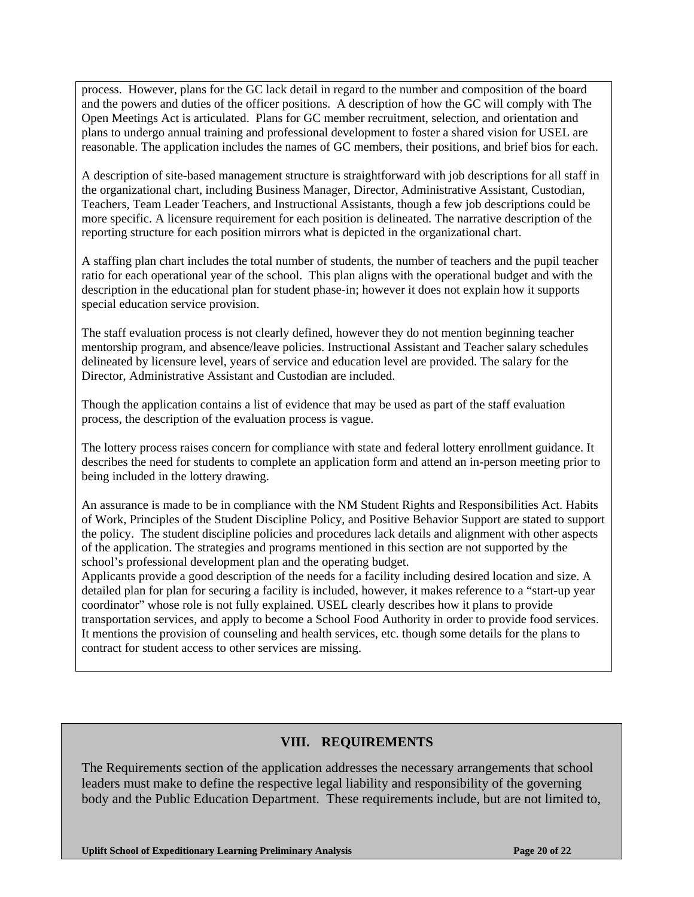process. However, plans for the GC lack detail in regard to the number and composition of the board and the powers and duties of the officer positions. A description of how the GC will comply with The Open Meetings Act is articulated. Plans for GC member recruitment, selection, and orientation and plans to undergo annual training and professional development to foster a shared vision for USEL are reasonable. The application includes the names of GC members, their positions, and brief bios for each.

A description of site-based management structure is straightforward with job descriptions for all staff in the organizational chart, including Business Manager, Director, Administrative Assistant, Custodian, Teachers, Team Leader Teachers, and Instructional Assistants, though a few job descriptions could be more specific. A licensure requirement for each position is delineated. The narrative description of the reporting structure for each position mirrors what is depicted in the organizational chart.

A staffing plan chart includes the total number of students, the number of teachers and the pupil teacher ratio for each operational year of the school. This plan aligns with the operational budget and with the description in the educational plan for student phase-in; however it does not explain how it supports special education service provision.

The staff evaluation process is not clearly defined, however they do not mention beginning teacher mentorship program, and absence/leave policies. Instructional Assistant and Teacher salary schedules delineated by licensure level, years of service and education level are provided. The salary for the Director, Administrative Assistant and Custodian are included.

Though the application contains a list of evidence that may be used as part of the staff evaluation process, the description of the evaluation process is vague.

The lottery process raises concern for compliance with state and federal lottery enrollment guidance. It describes the need for students to complete an application form and attend an in-person meeting prior to being included in the lottery drawing.

An assurance is made to be in compliance with the NM Student Rights and Responsibilities Act. Habits of Work, Principles of the Student Discipline Policy, and Positive Behavior Support are stated to support the policy. The student discipline policies and procedures lack details and alignment with other aspects of the application. The strategies and programs mentioned in this section are not supported by the school's professional development plan and the operating budget.

Applicants provide a good description of the needs for a facility including desired location and size. A detailed plan for plan for securing a facility is included, however, it makes reference to a "start-up year coordinator" whose role is not fully explained. USEL clearly describes how it plans to provide transportation services, and apply to become a School Food Authority in order to provide food services. It mentions the provision of counseling and health services, etc. though some details for the plans to contract for student access to other services are missing.

## VIII. REQUIREMENTS

The Requirements section of the application addresses the necessary arrangements that school leaders must make to define the respective legal liability and responsibility of the governing body and the Public Education Department. These requirements include, but are not limited to,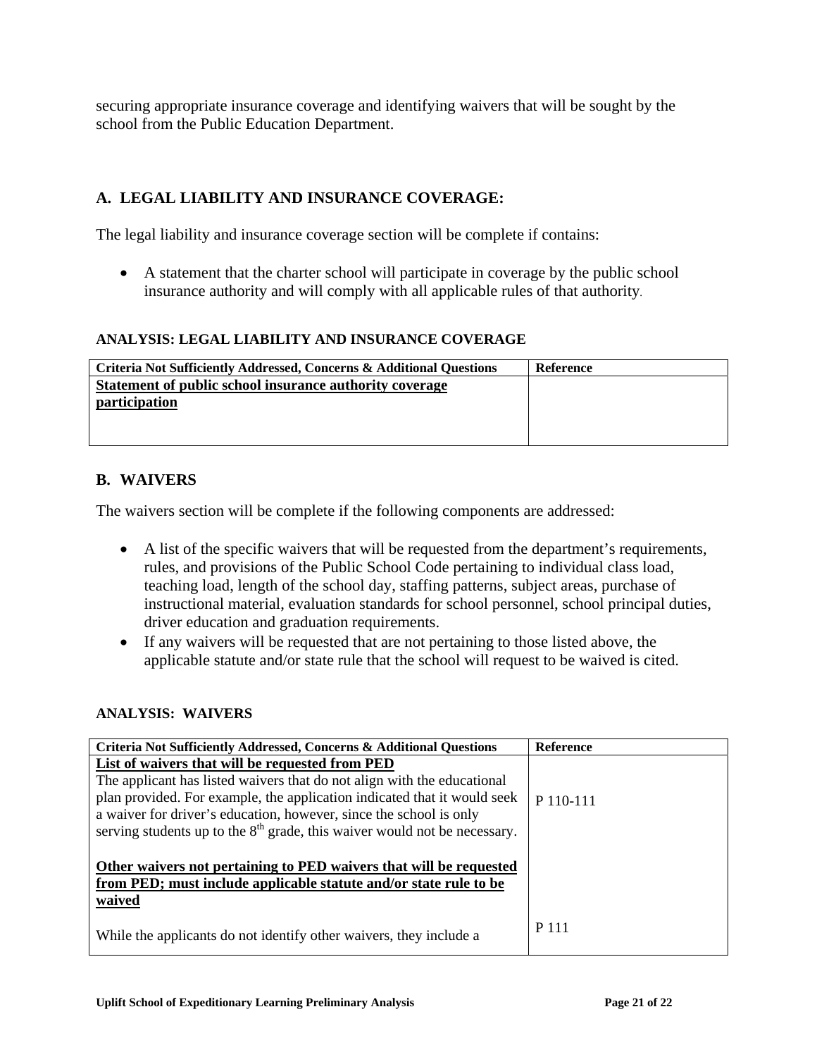securing appropriate insurance coverage and identifying waivers that will be sought by the school from the Public Education Department.

## A. LEGAL LIABILITY AND INSURANCE COVERAGE:

The legal liability and insurance coverage section will be complete if contains:

- A statement that the charter school will participate in coverage by the public school insurance authority and will comply with all applicable rules of that authority.

### ANALYSIS: LEGAL LIABILITY AND INSURANCE COVERAGE

| Criteria Not Sufficiently Addressed, Concerns & Additional Questions | Reference |
|---|---|
| **Statement of public school insurance authority coverage participation** | |

## B. WAIVERS

The waivers section will be complete if the following components are addressed:

- A list of the specific waivers that will be requested from the department's requirements, rules, and provisions of the Public School Code pertaining to individual class load, teaching load, length of the school day, staffing patterns, subject areas, purchase of instructional material, evaluation standards for school personnel, school principal duties, driver education and graduation requirements.
- If any waivers will be requested that are not pertaining to those listed above, the applicable statute and/or state rule that the school will request to be waived is cited.

### ANALYSIS: WAIVERS

| Criteria Not Sufficiently Addressed, Concerns & Additional Questions | Reference |
|---|---|
| **List of waivers that will be requested from PED**<br>The applicant has listed waivers that do not align with the educational plan provided. For example, the application indicated that it would seek a waiver for driver's education, however, since the school is only serving students up to the 8th grade, this waiver would not be necessary. | P 110-111 |
| **Other waivers not pertaining to PED waivers that will be requested from PED; must include applicable statute and/or state rule to be waived**<br><br>While the applicants do not identify other waivers, they include a | P 111 |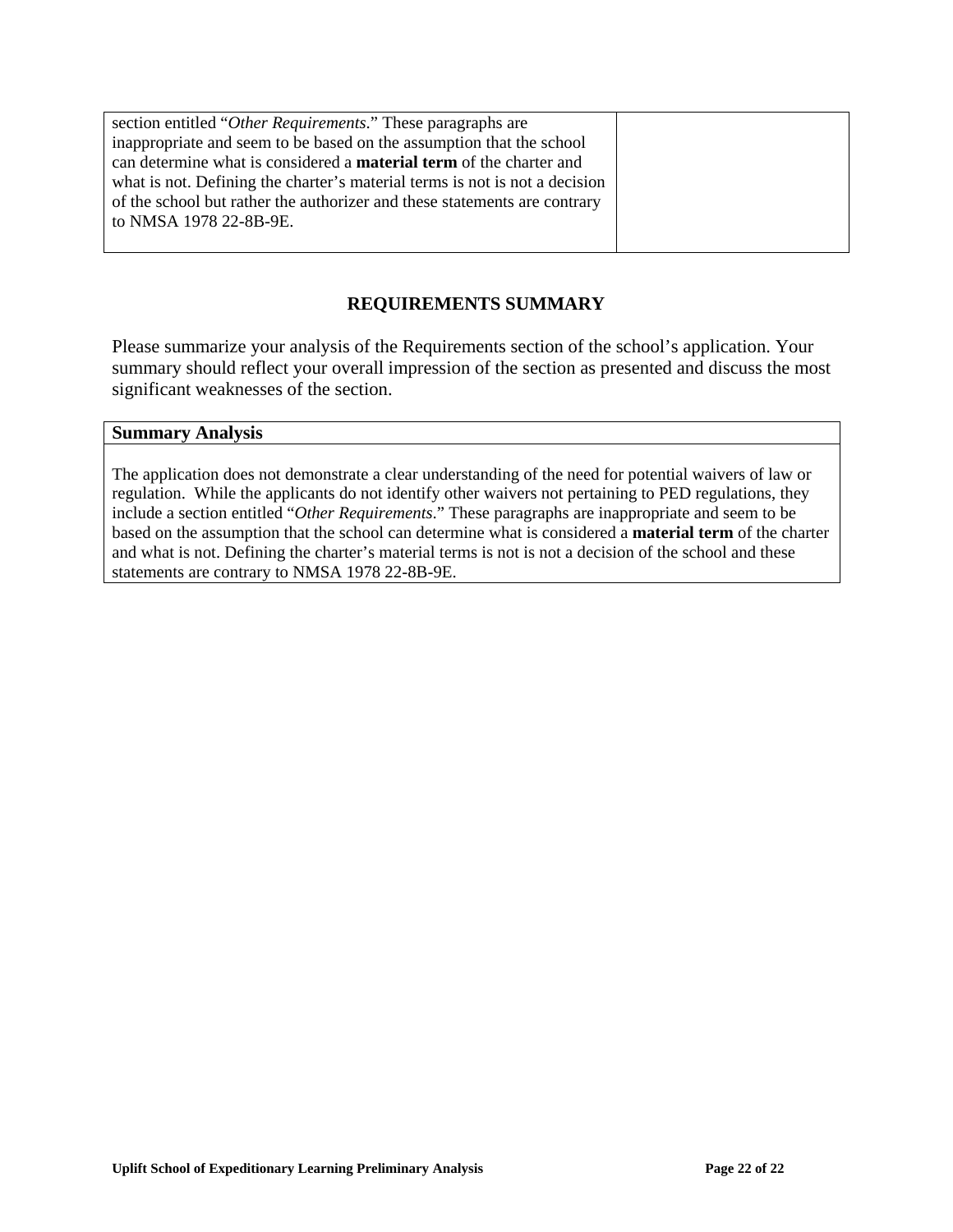| | |
|---|---|
| section entitled "*Other Requirements*." These paragraphs are inappropriate and seem to be based on the assumption that the school can determine what is considered a **material term** of the charter and what is not. Defining the charter's material terms is not is not a decision of the school but rather the authorizer and these statements are contrary to NMSA 1978 22-8B-9E. | |

## REQUIREMENTS SUMMARY

Please summarize your analysis of the Requirements section of the school's application. Your summary should reflect your overall impression of the section as presented and discuss the most significant weaknesses of the section.

| **Summary Analysis** |
|---|
| The application does not demonstrate a clear understanding of the need for potential waivers of law or regulation. While the applicants do not identify other waivers not pertaining to PED regulations, they include a section entitled "*Other Requirements*." These paragraphs are inappropriate and seem to be based on the assumption that the school can determine what is considered a **material term** of the charter and what is not. Defining the charter's material terms is not is not a decision of the school and these statements are contrary to NMSA 1978 22-8B-9E. |